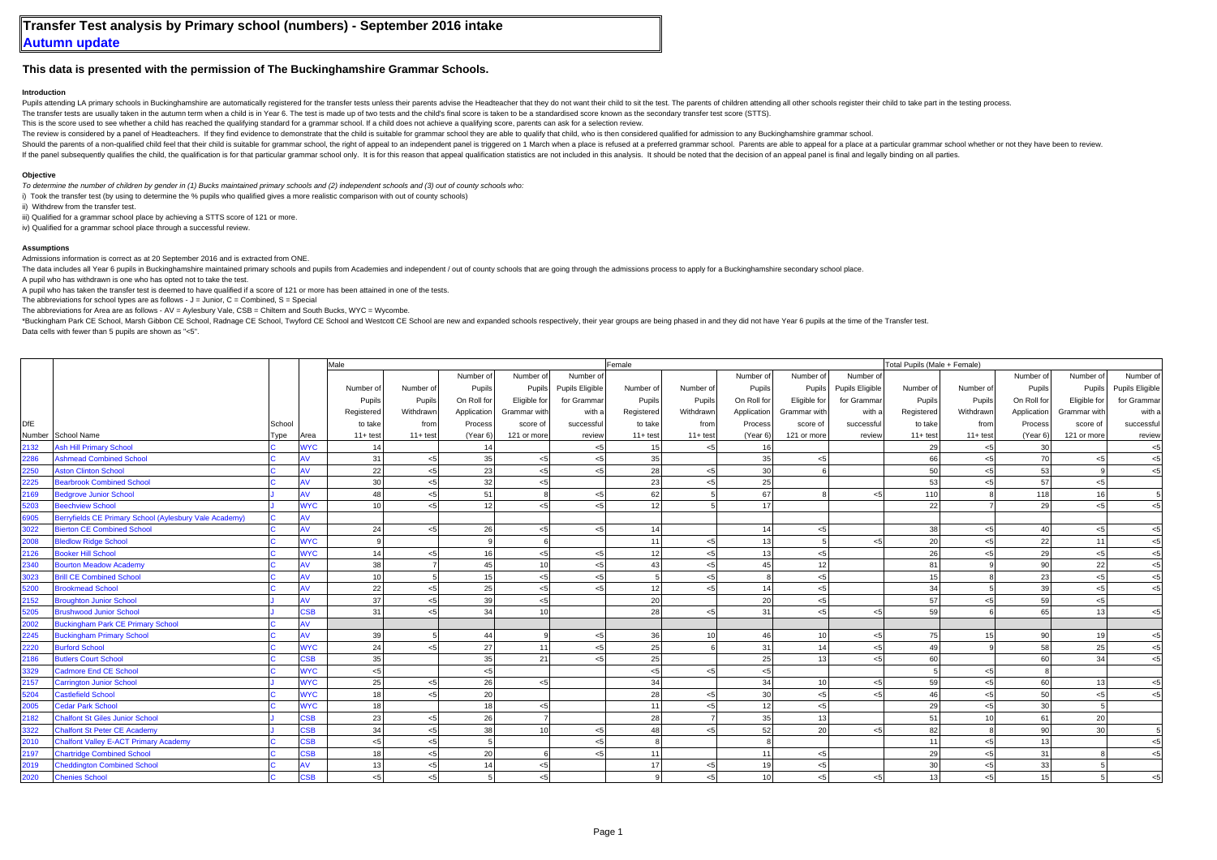# Transfer Test analysis by Primary school (numbers) - September 2016 intake

## Autumn update

### This data is presented with the permission of The Buckinghamshire Grammar Schools.

#### Introduction

Pupils attending LA primary schools in Buckinghamshire are automatically registered for the transfer tests unless their parents advise the Headteacher that they do not want their child to sit the test. The parents of children attending all other schools register their child to take part in the testing process.

The transfer tests are usually taken in the autumn term when a child is in Year 6. The test is made up of two tests and the child's final score is taken to be a standardised score known as the secondary transfer test score (STTS).

This is the score used to see whether a child has reached the qualifying standard for a grammar school. If a child does not achieve a qualifying score, parents can ask for a selection review.

The review is considered by a panel of Headteachers. If they find evidence to demonstrate that the child is suitable for grammar school they are able to qualify that child, who is then considered qualified for admission to any Buckinghamshire grammar school.

Should the parents of a non-qualified child feel that their child is suitable for grammar school, the right of appeal to an independent panel is triggered on 1 March when a place is refused at a preferred grammar school. Parents are able to appeal for a place at a particular grammar school whether or not they have been to review.

If the panel subsequently qualifies the child, the qualification is for that particular grammar school only. It is for this reason that appeal qualification statistics are not included in this analysis. It should be noted that the decision of an appeal panel is final and legally binding on all parties.

#### Objective

*To determine the number of children by gender in (1) Bucks maintained primary schools and (2) independent schools and (3) out of county schools who:*

i) Took the transfer test (by using to determine the % pupils who qualified gives a more realistic comparison with out of county schools)

ii) Withdrew from the transfer test.

iii) Qualified for a grammar school place by achieving a STTS score of 121 or more.

iv) Qualified for a grammar school place through a successful review.

#### Assumptions

Admissions information is correct as at 20 September 2016 and is extracted from ONE.

The data includes all Year 6 pupils in Buckinghamshire maintained primary schools and pupils from Academies and independent / out of county schools that are going through the admissions process to apply for a Buckinghamshire secondary school place.

A pupil who has withdrawn is one who has opted not to take the test.

A pupil who has taken the transfer test is deemed to have qualified if a score of 121 or more has been attained in one of the tests.

The abbreviations for school types are as follows - J = Junior, C = Combined, S = Special

The abbreviations for Area are as follows - AV = Aylesbury Vale, CSB = Chiltern and South Bucks, WYC = Wycombe.

*Buckingham Park CE School, Marsh Gibbon CE School, Radnage CE School, Twyford CE School and Westcott CE School are new and expanded schools respectively, their year groups are being phased in and they did not have Year 6 pupils at the time of the Transfer test.

Data cells with fewer than 5 pupils are shown as "<5".

| | | | | Male | | | | | Female | | | | | Total Pupils (Male + Female) | | | | |
|---|---|---|---|---|---|---|---|---|---|---|---|---|---|---|---|---|---|---|
| DfE Number | School Name | School Type | Area | Number of Pupils Registered to take 11+ test | Number of Pupils Withdrawn from 11+ test | Number of Pupils On Roll for Application Process (Year 6) | Number of Pupils Eligible for Grammar with score of 121 or more | Number of Pupils Eligible for Grammar with a successful review | Number of Pupils Registered to take 11+ test | Number of Pupils Withdrawn from 11+ test | Number of Pupils On Roll for Application Process (Year 6) | Number of Pupils Eligible for Grammar with score of 121 or more | Number of Pupils Eligible for Grammar with a successful review | Number of Pupils Registered to take 11+ test | Number of Pupils Withdrawn from 11+ test | Number of Pupils On Roll for Application Process (Year 6) | Number of Pupils Eligible for Grammar with score of 121 or more | Number of Pupils Eligible for Grammar with a successful review |
| 2132 | Ash Hill Primary School | C | WYC | 14 | | 14 | | <5 | 15 | <5 | 16 | | | 29 | <5 | 30 | | <5 |
| 2286 | Ashmead Combined School | C | AV | 31 | <5 | 35 | <5 | <5 | 35 | | 35 | <5 | | 66 | <5 | 70 | <5 | <5 |
| 2250 | Aston Clinton School | C | AV | 22 | <5 | 23 | <5 | <5 | 28 | <5 | 30 | 6 | | 50 | <5 | 53 | 9 | <5 |
| 2225 | Bearbrook Combined School | C | AV | 30 | <5 | 32 | <5 | | 23 | <5 | 25 | | | 53 | <5 | 57 | <5 | |
| 2169 | Bedgrove Junior School | J | AV | 48 | <5 | 51 | 8 | <5 | 62 | 5 | 67 | 8 | <5 | 110 | 8 | 118 | 16 | 5 |
| 5203 | Beechview School | J | WYC | 10 | <5 | 12 | <5 | <5 | 12 | 5 | 17 | | | 22 | 7 | 29 | <5 | <5 |
| 6905 | Berryfields CE Primary School (Aylesbury Vale Academy) | C | AV | | | | | | | | | | | | | | | |
| 3022 | Bierton CE Combined School | C | AV | 24 | <5 | 26 | <5 | <5 | 14 | | 14 | <5 | | 38 | <5 | 40 | <5 | <5 |
| 2008 | Bledlow Ridge School | C | WYC | 9 | | 9 | 6 | | 11 | <5 | 13 | 5 | <5 | 20 | <5 | 22 | 11 | <5 |
| 2126 | Booker Hill School | C | WYC | 14 | <5 | 16 | <5 | <5 | 12 | <5 | 13 | <5 | | 26 | <5 | 29 | <5 | <5 |
| 2340 | Bourton Meadow Academy | C | AV | 38 | 7 | 45 | 10 | <5 | 43 | <5 | 45 | 12 | | 81 | 9 | 90 | 22 | <5 |
| 3023 | Brill CE Combined School | C | AV | 10 | 5 | 15 | <5 | <5 | 5 | <5 | 8 | <5 | | 15 | 8 | 23 | <5 | <5 |
| 5200 | Brookmead School | C | AV | 22 | <5 | 25 | <5 | <5 | 12 | <5 | 14 | <5 | | 34 | 5 | 39 | <5 | <5 |
| 2152 | Broughton Junior School | J | AV | 37 | <5 | 39 | <5 | | 20 | | 20 | <5 | | 57 | <5 | 59 | <5 | |
| 5205 | Brushwood Junior School | J | CSB | 31 | <5 | 34 | 10 | | 28 | <5 | 31 | <5 | <5 | 59 | 6 | 65 | 13 | <5 |
| 2002 | Buckingham Park CE Primary School | C | AV | | | | | | | | | | | | | | | |
| 2245 | Buckingham Primary School | C | AV | 39 | 5 | 44 | 9 | <5 | 36 | 10 | 46 | 10 | <5 | 75 | 15 | 90 | 19 | <5 |
| 2220 | Burford School | C | WYC | 24 | <5 | 27 | 11 | <5 | 25 | 6 | 31 | 14 | <5 | 49 | 9 | 58 | 25 | <5 |
| 2186 | Butlers Court School | C | CSB | 35 | | 35 | 21 | <5 | 25 | | 25 | 13 | <5 | 60 | | 60 | 34 | <5 |
| 3329 | Cadmore End CE School | C | WYC | <5 | | <5 | | | <5 | <5 | <5 | | | 5 | <5 | 8 | | |
| 2157 | Carrington Junior School | J | WYC | 25 | <5 | 26 | <5 | | 34 | | 34 | 10 | <5 | 59 | <5 | 60 | 13 | <5 |
| 5204 | Castlefield School | C | WYC | 18 | <5 | 20 | | | 28 | <5 | 30 | <5 | <5 | 46 | <5 | 50 | <5 | <5 |
| 2005 | Cedar Park School | C | WYC | 18 | | 18 | <5 | | 11 | <5 | 12 | <5 | | 29 | <5 | 30 | 5 | |
| 2182 | Chalfont St Giles Junior School | J | CSB | 23 | <5 | 26 | 7 | | 28 | 7 | 35 | 13 | | 51 | 10 | 61 | 20 | |
| 3322 | Chalfont St Peter CE Academy | J | CSB | 34 | <5 | 38 | 10 | <5 | 48 | <5 | 52 | 20 | <5 | 82 | 8 | 90 | 30 | 5 |
| 2010 | Chalfont Valley E-ACT Primary Academy | C | CSB | <5 | <5 | 5 | | <5 | 8 | | 8 | | | 11 | <5 | 13 | | <5 |
| 2197 | Chartridge Combined School | C | CSB | 18 | <5 | 20 | 6 | <5 | 11 | | 11 | <5 | | 29 | <5 | 31 | 8 | <5 |
| 2019 | Cheddington Combined School | C | AV | 13 | <5 | 14 | <5 | | 17 | <5 | 19 | <5 | | 30 | <5 | 33 | 5 | |
| 2020 | Chenies School | C | CSB | <5 | <5 | 5 | <5 | | 9 | <5 | 10 | <5 | <5 | 13 | <5 | 15 | 5 | <5 |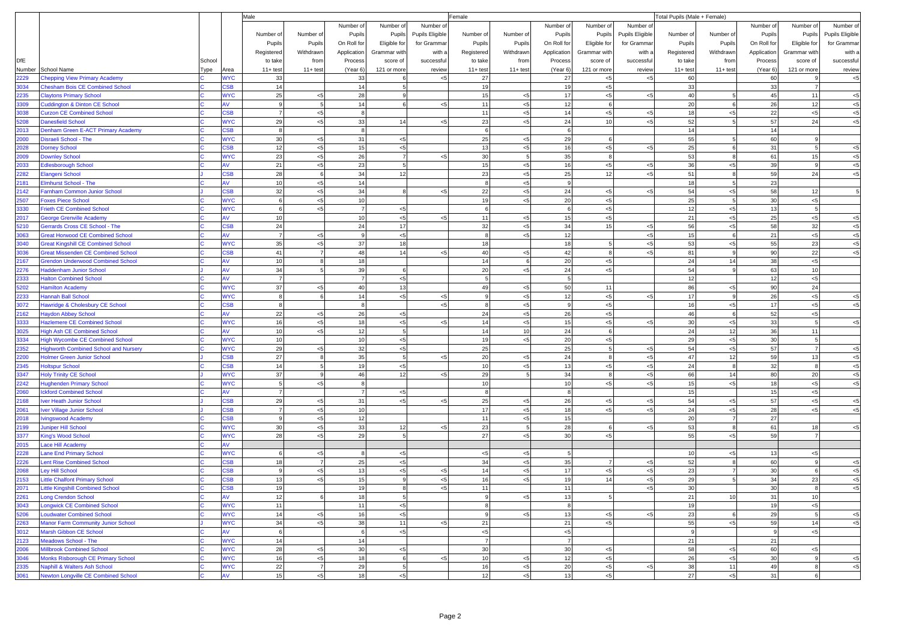| DfE Number | School Name | School Type | Area | Male | | | | | Female | | | | | Total Pupils (Male + Female) | | | | |
|---|---|---|---|---|---|---|---|---|---|---|---|---|---|---|---|---|---|---|
| | | | | Number of Pupils Registered to take 11+ test | Number of Pupils Withdrawn from 11+ test | Number of Pupils On Roll for Application Process (Year 6) | Number of Pupils Eligible for Grammar with score of 121 or more | Number of Pupils Eligible for Grammar with a successful review | Number of Pupils Registered to take 11+ test | Number of Pupils Withdrawn from 11+ test | Number of Pupils On Roll for Application Process (Year 6) | Number of Pupils Eligible for Grammar with score of 121 or more | Number of Pupils Eligible for Grammar with a successful review | Number of Pupils Registered to take 11+ test | Number of Pupils Withdrawn from 11+ test | Number of Pupils On Roll for Application Process (Year 6) | Number of Pupils Eligible for Grammar with score of 121 or more | Number of Pupils Eligible for Grammar with a successful review |
| 2229 | Chepping View Primary Academy | C | WYC | 33 | | 33 | 6 | <5 | 27 | | 27 | <5 | <5 | 60 | | 60 | 9 | <5 |
| 3034 | Chesham Bois CE Combined School | C | CSB | 14 | | 14 | 5 | | 19 | | 19 | <5 | | 33 | | 33 | 7 | |
| 2235 | Claytons Primary School | C | WYC | 25 | <5 | 28 | 9 | | 15 | <5 | 17 | <5 | <5 | 40 | 5 | 45 | 11 | <5 |
| 3309 | Cuddington & Dinton CE School | C | AV | 9 | 5 | 14 | 6 | <5 | 11 | <5 | 12 | 6 | | 20 | 6 | 26 | 12 | <5 |
| 3038 | Curzon CE Combined School | C | CSB | 7 | <5 | 8 | | | 11 | <5 | 14 | <5 | <5 | 18 | <5 | 22 | <5 | <5 |
| 5208 | Danesfield School | C | WYC | 29 | <5 | 33 | 14 | <5 | 23 | <5 | 24 | 10 | <5 | 52 | 5 | 57 | 24 | <5 |
| 2013 | Denham Green E-ACT Primary Academy | C | CSB | 8 | | 8 | | | 6 | | 6 | | | 14 | | 14 | | |
| 2000 | Disraeli School - The | C | WYC | 30 | <5 | 31 | <5 | | 25 | <5 | 29 | 6 | | 55 | 5 | 60 | 9 | |
| 2028 | Dorney School | C | CSB | 12 | <5 | 15 | <5 | | 13 | <5 | 16 | <5 | <5 | 25 | 6 | 31 | 5 | <5 |
| 2009 | Downley School | C | WYC | 23 | <5 | 26 | 7 | <5 | 30 | 5 | 35 | 8 | | 53 | 8 | 61 | 15 | <5 |
| 2033 | Edlesborough School | C | AV | 21 | <5 | 23 | 5 | | 15 | <5 | 16 | <5 | <5 | 36 | <5 | 39 | 9 | <5 |
| 2282 | Elangeni School | J | CSB | 28 | 6 | 34 | 12 | | 23 | <5 | 25 | 12 | <5 | 51 | 8 | 59 | 24 | <5 |
| 2181 | Elmhurst School - The | C | AV | 10 | <5 | 14 | | | 8 | <5 | 9 | | | 18 | 5 | 23 | | |
| 2142 | Farnham Common Junior School | J | CSB | 32 | <5 | 34 | 8 | <5 | 22 | <5 | 24 | <5 | <5 | 54 | <5 | 58 | 12 | 5 |
| 2507 | Foxes Piece School | C | WYC | 6 | <5 | 10 | | | 19 | <5 | 20 | <5 | | 25 | 5 | 30 | <5 | |
| 3330 | Frieth CE Combined School | C | WYC | 6 | <5 | 7 | <5 | | 6 | | 6 | <5 | | 12 | <5 | 13 | 5 | |
| 2017 | George Grenville Academy | C | AV | 10 | | 10 | <5 | <5 | 11 | <5 | 15 | <5 | | 21 | <5 | 25 | <5 | <5 |
| 5210 | Gerrards Cross CE School - The | C | CSB | 24 | | 24 | 17 | | 32 | <5 | 34 | 15 | <5 | 56 | <5 | 58 | 32 | <5 |
| 3063 | Great Horwood CE Combined School | C | AV | 7 | <5 | 9 | <5 | | 8 | <5 | 12 | | <5 | 15 | 6 | 21 | <5 | <5 |
| 3040 | Great Kingshill CE Combined School | C | WYC | 35 | <5 | 37 | 18 | | 18 | | 18 | 5 | <5 | 53 | <5 | 55 | 23 | <5 |
| 3036 | Great Missenden CE Combined School | C | CSB | 41 | 7 | 48 | 14 | <5 | 40 | <5 | 42 | 8 | <5 | 81 | 9 | 90 | 22 | <5 |
| 2167 | Grendon Underwood Combined School | C | AV | 10 | 8 | 18 | | | 14 | 6 | 20 | <5 | | 24 | 14 | 38 | <5 | |
| 2276 | Haddenham Junior School | J | AV | 34 | 5 | 39 | 6 | | 20 | <5 | 24 | <5 | | 54 | 9 | 63 | 10 | |
| 2333 | Halton Combined School | C | AV | 7 | | 7 | <5 | | 5 | | 5 | | | 12 | | 12 | <5 | |
| 5202 | Hamilton Academy | C | WYC | 37 | <5 | 40 | 13 | | 49 | <5 | 50 | 11 | | 86 | <5 | 90 | 24 | |
| 2233 | Hannah Ball School | C | WYC | 8 | 6 | 14 | <5 | <5 | 9 | <5 | 12 | <5 | <5 | 17 | 9 | 26 | <5 | <5 |
| 3072 | Hawridge & Cholesbury CE School | C | CSB | 8 | | 8 | | <5 | 8 | <5 | 9 | <5 | | 16 | <5 | 17 | <5 | <5 |
| 2162 | Haydon Abbey School | C | AV | 22 | <5 | 26 | <5 | | 24 | <5 | 26 | <5 | | 46 | 6 | 52 | <5 | |
| 3333 | Hazlemere CE Combined School | C | WYC | 16 | <5 | 18 | <5 | <5 | 14 | <5 | 15 | <5 | <5 | 30 | <5 | 33 | 5 | <5 |
| 3025 | High Ash CE Combined School | C | AV | 10 | <5 | 12 | 5 | | 14 | 10 | 24 | 6 | | 24 | 12 | 36 | 11 | |
| 3334 | High Wycombe CE Combined School | C | WYC | 10 | | 10 | <5 | | 19 | <5 | 20 | <5 | | 29 | <5 | 30 | 5 | |
| 2352 | Highworth Combined School and Nursery | C | WYC | 29 | <5 | 32 | <5 | | 25 | | 25 | 5 | <5 | 54 | <5 | 57 | 7 | <5 |
| 2200 | Holmer Green Junior School | J | CSB | 27 | 8 | 35 | 5 | <5 | 20 | <5 | 24 | 8 | <5 | 47 | 12 | 59 | 13 | <5 |
| 2345 | Holtspur School | C | CSB | 14 | 5 | 19 | <5 | | 10 | <5 | 13 | <5 | <5 | 24 | 8 | 32 | 8 | <5 |
| 3347 | Holy Trinity CE School | J | WYC | 37 | 9 | 46 | 12 | <5 | 29 | 5 | 34 | 8 | <5 | 66 | 14 | 80 | 20 | <5 |
| 2242 | Hughenden Primary School | C | WYC | 5 | <5 | 8 | | | 10 | | 10 | <5 | <5 | 15 | <5 | 18 | <5 | <5 |
| 2060 | Ickford Combined School | C | AV | 7 | | 7 | <5 | | 8 | | 8 | | | 15 | | 15 | <5 | |
| 2168 | Iver Heath Junior School | J | CSB | 29 | <5 | 31 | <5 | <5 | 25 | <5 | 26 | <5 | <5 | 54 | <5 | 57 | <5 | <5 |
| 2061 | Iver Village Junior School | J | CSB | 7 | <5 | 10 | | | 17 | <5 | 18 | <5 | <5 | 24 | <5 | 28 | <5 | <5 |
| 2018 | Ivingswood Academy | C | CSB | 9 | <5 | 12 | | | 11 | <5 | 15 | | | 20 | 7 | 27 | | |
| 2199 | Juniper Hill School | C | WYC | 30 | <5 | 33 | 12 | <5 | 23 | 5 | 28 | 6 | <5 | 53 | 8 | 61 | 18 | <5 |
| 3377 | King's Wood School | C | WYC | 28 | <5 | 29 | 5 | | 27 | <5 | 30 | <5 | | 55 | <5 | 59 | 7 | |
| 2015 | Lace Hill Academy | C | AV | | | | | | | | | | | | | | | |
| 2228 | Lane End Primary School | C | WYC | 6 | <5 | 8 | <5 | | <5 | <5 | 5 | | | 10 | <5 | 13 | <5 | |
| 2226 | Lent Rise Combined School | C | CSB | 18 | 7 | 25 | <5 | | 34 | <5 | 35 | 7 | <5 | 52 | 8 | 60 | 9 | <5 |
| 2068 | Ley Hill School | C | CSB | 9 | <5 | 13 | <5 | <5 | 14 | <5 | 17 | <5 | <5 | 23 | 7 | 30 | 6 | <5 |
| 2153 | Little Chalfont Primary School | C | CSB | 13 | <5 | 15 | 9 | <5 | 16 | <5 | 19 | 14 | <5 | 29 | 5 | 34 | 23 | <5 |
| 2071 | Little Kingshill Combined School | C | CSB | 19 | | 19 | 8 | <5 | 11 | | 11 | | <5 | 30 | | 30 | 8 | <5 |
| 2261 | Long Crendon School | C | AV | 12 | 6 | 18 | 5 | | 9 | <5 | 13 | 5 | | 21 | 10 | 31 | 10 | |
| 3043 | Longwick CE Combined School | C | WYC | 11 | | 11 | <5 | | 8 | | 8 | | | 19 | | 19 | <5 | |
| 5206 | Loudwater Combined School | C | WYC | 14 | <5 | 16 | <5 | | 9 | <5 | 13 | <5 | <5 | 23 | 6 | 29 | 5 | <5 |
| 2263 | Manor Farm Community Junior School | J | WYC | 34 | <5 | 38 | 11 | <5 | 21 | | 21 | <5 | | 55 | <5 | 59 | 14 | <5 |
| 3012 | Marsh Gibbon CE School | C | AV | 6 | | 6 | <5 | | <5 | | <5 | | | 9 | | 9 | <5 | |
| 2123 | Meadows School - The | C | WYC | 14 | | 14 | | | 7 | | 7 | | | 21 | | 21 | | |
| 2006 | Millbrook Combined School | C | WYC | 28 | <5 | 30 | <5 | | 30 | | 30 | <5 | | 58 | <5 | 60 | <5 | |
| 3046 | Monks Risborough CE Primary School | C | WYC | 16 | <5 | 18 | 6 | <5 | 10 | <5 | 12 | <5 | | 26 | <5 | 30 | 9 | <5 |
| 2335 | Naphill & Walters Ash School | C | WYC | 22 | 7 | 29 | 5 | | 16 | <5 | 20 | <5 | <5 | 38 | 11 | 49 | 8 | <5 |
| 3061 | Newton Longville CE Combined School | C | AV | 15 | <5 | 18 | <5 | | 12 | <5 | 13 | <5 | | 27 | <5 | 31 | 6 | |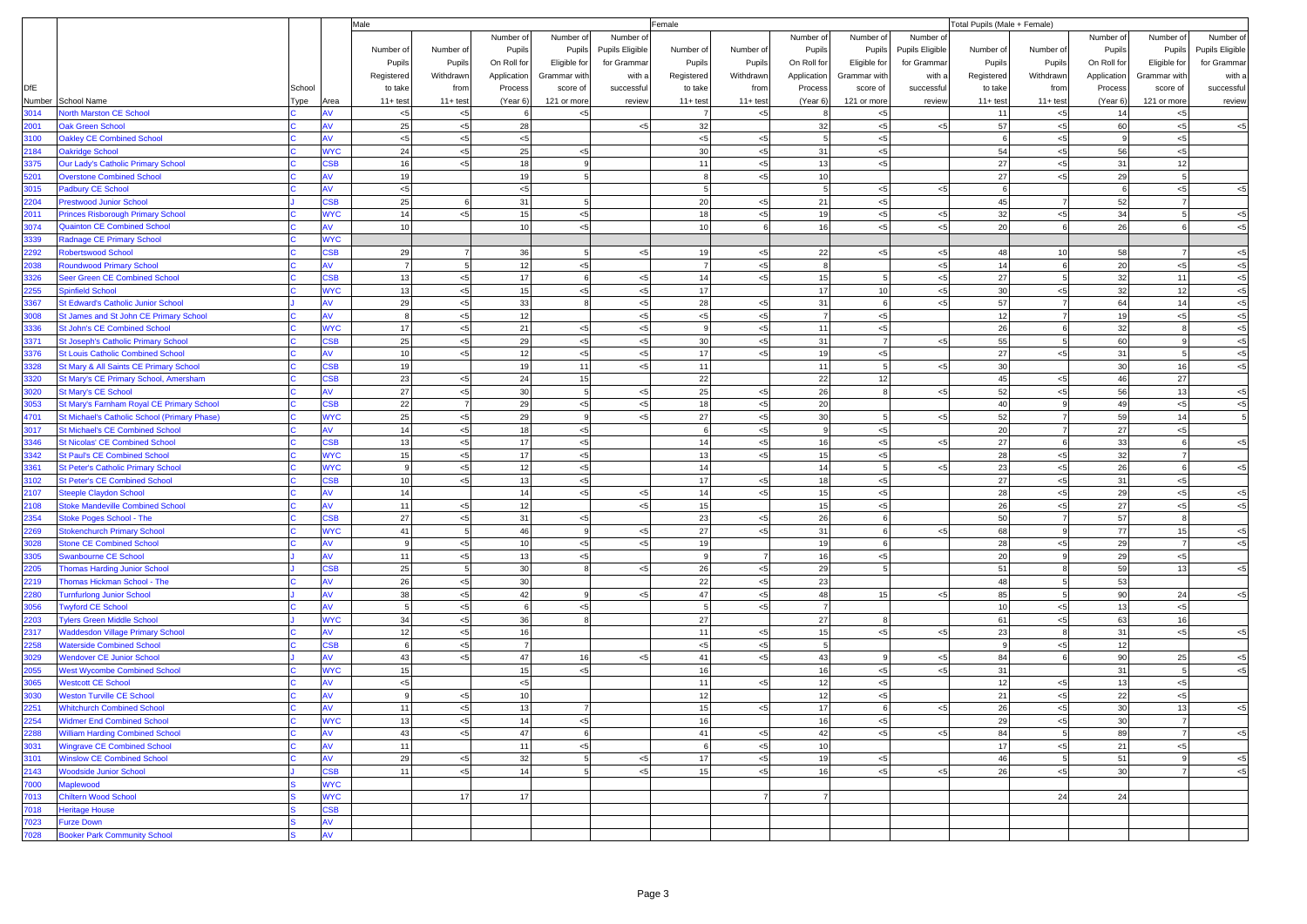| DfE Number | School Name | School Type | Area | Male | | | | | Female | | | | | Total Pupils (Male + Female) | | | | |
|---|---|---|---|---|---|---|---|---|---|---|---|---|---|---|---|---|---|---|
| | | | | Number of Pupils Registered to take 11+ test | Number of Pupils Withdrawn from 11+ test | Number of Pupils On Roll for Application Process (Year 6) | Number of Pupils Eligible for Grammar with score of 121 or more | Number of Pupils Eligible for Grammar with a successful review | Number of Pupils Registered to take 11+ test | Number of Pupils Withdrawn from 11+ test | Number of Pupils On Roll for Application Process (Year 6) | Number of Pupils Eligible for Grammar with score of 121 or more | Number of Pupils Eligible for Grammar with a successful review | Number of Pupils Registered to take 11+ test | Number of Pupils Withdrawn from 11+ test | Number of Pupils On Roll for Application Process (Year 6) | Number of Pupils Eligible for Grammar with score of 121 or more | Number of Pupils Eligible for Grammar with a successful review |
| 3014 | North Marston CE School | C | AV | <5 | <5 | 6 | <5 | | 7 | <5 | 8 | <5 | | 11 | <5 | 14 | <5 | |
| 2001 | Oak Green School | C | AV | 25 | <5 | 28 | | <5 | 32 | | 32 | <5 | <5 | 57 | <5 | 60 | <5 | <5 |
| 3100 | Oakley CE Combined School | C | AV | <5 | <5 | <5 | | | <5 | <5 | 5 | <5 | | 6 | <5 | 9 | <5 | |
| 2184 | Oakridge School | C | WYC | 24 | <5 | 25 | <5 | | 30 | <5 | 31 | <5 | | 54 | <5 | 56 | <5 | |
| 3375 | Our Lady's Catholic Primary School | C | CSB | 16 | <5 | 18 | 9 | | 11 | <5 | 13 | <5 | | 27 | <5 | 31 | 12 | |
| 5201 | Overstone Combined School | C | AV | 19 | | 19 | 5 | | 8 | <5 | 10 | | | 27 | <5 | 29 | 5 | |
| 3015 | Padbury CE School | C | AV | <5 | | <5 | | | 5 | | 5 | <5 | <5 | 6 | | 6 | <5 | <5 |
| 2204 | Prestwood Junior School | J | CSB | 25 | 6 | 31 | 5 | | 20 | <5 | 21 | <5 | | 45 | 7 | 52 | 7 | |
| 2011 | Princes Risborough Primary School | C | WYC | 14 | <5 | 15 | <5 | | 18 | <5 | 19 | <5 | <5 | 32 | <5 | 34 | 5 | <5 |
| 3074 | Quainton CE Combined School | C | AV | 10 | | 10 | <5 | | 10 | 6 | 16 | <5 | <5 | 20 | 6 | 26 | 6 | <5 |
| 3339 | Radnage CE Primary School | C | WYC | | | | | | | | | | | | | | | |
| 2292 | Robertswood School | C | CSB | 29 | 7 | 36 | 5 | <5 | 19 | <5 | 22 | <5 | <5 | 48 | 10 | 58 | 7 | <5 |
| 2038 | Roundwood Primary School | C | AV | 7 | 5 | 12 | <5 | | 7 | <5 | 8 | | <5 | 14 | 6 | 20 | <5 | <5 |
| 3326 | Seer Green CE Combined School | C | CSB | 13 | <5 | 17 | 6 | <5 | 14 | <5 | 15 | 5 | <5 | 27 | 5 | 32 | 11 | <5 |
| 2255 | Spinfield School | C | WYC | 13 | <5 | 15 | <5 | <5 | 17 | | 17 | 10 | <5 | 30 | <5 | 32 | 12 | <5 |
| 3367 | St Edward's Catholic Junior School | J | AV | 29 | <5 | 33 | 8 | <5 | 28 | <5 | 31 | 6 | <5 | 57 | 7 | 64 | 14 | <5 |
| 3008 | St James and St John CE Primary School | C | AV | 8 | <5 | 12 | | <5 | <5 | <5 | 7 | <5 | | 12 | 7 | 19 | <5 | <5 |
| 3336 | St John's CE Combined School | C | WYC | 17 | <5 | 21 | <5 | <5 | 9 | <5 | 11 | <5 | | 26 | 6 | 32 | 8 | <5 |
| 3371 | St Joseph's Catholic Primary School | C | CSB | 25 | <5 | 29 | <5 | <5 | 30 | <5 | 31 | 7 | <5 | 55 | 5 | 60 | 9 | <5 |
| 3376 | St Louis Catholic Combined School | C | AV | 10 | <5 | 12 | <5 | <5 | 17 | <5 | 19 | <5 | | 27 | <5 | 31 | 5 | <5 |
| 3328 | St Mary & All Saints CE Primary School | C | CSB | 19 | | 19 | 11 | <5 | 11 | | 11 | 5 | <5 | 30 | | 30 | 16 | <5 |
| 3320 | St Mary's CE Primary School, Amersham | C | CSB | 23 | <5 | 24 | 15 | | 22 | | 22 | 12 | | 45 | <5 | 46 | 27 | |
| 3020 | St Mary's CE School | C | AV | 27 | <5 | 30 | 5 | <5 | 25 | <5 | 26 | 8 | <5 | 52 | <5 | 56 | 13 | <5 |
| 3053 | St Mary's Farnham Royal CE Primary School | C | CSB | 22 | 7 | 29 | <5 | <5 | 18 | <5 | 20 | | | 40 | 9 | 49 | <5 | <5 |
| 4701 | St Michael's Catholic School (Primary Phase) | C | WYC | 25 | <5 | 29 | 9 | <5 | 27 | <5 | 30 | 5 | <5 | 52 | 7 | 59 | 14 | 5 |
| 3017 | St Michael's CE Combined School | C | AV | 14 | <5 | 18 | <5 | | 6 | <5 | 9 | <5 | | 20 | 7 | 27 | <5 | |
| 3346 | St Nicolas' CE Combined School | C | CSB | 13 | <5 | 17 | <5 | | 14 | <5 | 16 | <5 | <5 | 27 | 6 | 33 | 6 | <5 |
| 3342 | St Paul's CE Combined School | C | WYC | 15 | <5 | 17 | <5 | | 13 | <5 | 15 | <5 | | 28 | <5 | 32 | 7 | |
| 3361 | St Peter's Catholic Primary School | C | WYC | 9 | <5 | 12 | <5 | | 14 | | 14 | 5 | <5 | 23 | <5 | 26 | 6 | <5 |
| 3102 | St Peter's CE Combined School | C | CSB | 10 | <5 | 13 | <5 | | 17 | <5 | 18 | <5 | | 27 | <5 | 31 | <5 | |
| 2107 | Steeple Claydon School | C | AV | 14 | | 14 | <5 | <5 | 14 | <5 | 15 | <5 | | 28 | <5 | 29 | <5 | <5 |
| 2108 | Stoke Mandeville Combined School | C | AV | 11 | <5 | 12 | | <5 | 15 | | 15 | <5 | | 26 | <5 | 27 | <5 | <5 |
| 2354 | Stoke Poges School - The | C | CSB | 27 | <5 | 31 | <5 | | 23 | <5 | 26 | 6 | | 50 | 7 | 57 | 8 | |
| 2269 | Stokenchurch Primary School | C | WYC | 41 | 5 | 46 | 9 | <5 | 27 | <5 | 31 | 6 | <5 | 68 | 9 | 77 | 15 | <5 |
| 3028 | Stone CE Combined School | C | AV | 9 | <5 | 10 | <5 | <5 | 19 | | 19 | 6 | | 28 | <5 | 29 | 7 | <5 |
| 3305 | Swanbourne CE School | J | AV | 11 | <5 | 13 | <5 | | 9 | 7 | 16 | <5 | | 20 | 9 | 29 | <5 | |
| 2205 | Thomas Harding Junior School | J | CSB | 25 | 5 | 30 | 8 | <5 | 26 | <5 | 29 | 5 | | 51 | 8 | 59 | 13 | <5 |
| 2219 | Thomas Hickman School - The | C | AV | 26 | <5 | 30 | | | 22 | <5 | 23 | | | 48 | 5 | 53 | | |
| 2280 | Turnfurlong Junior School | J | AV | 38 | <5 | 42 | 9 | <5 | 47 | <5 | 48 | 15 | <5 | 85 | 5 | 90 | 24 | <5 |
| 3056 | Twyford CE School | C | AV | 5 | <5 | 6 | <5 | | 5 | <5 | 7 | | | 10 | <5 | 13 | <5 | |
| 2203 | Tylers Green Middle School | J | WYC | 34 | <5 | 36 | 8 | | 27 | | 27 | 8 | | 61 | <5 | 63 | 16 | |
| 2317 | Waddesdon Village Primary School | C | AV | 12 | <5 | 16 | | | 11 | <5 | 15 | <5 | <5 | 23 | 8 | 31 | <5 | <5 |
| 2258 | Waterside Combined School | C | CSB | 6 | <5 | 7 | | | <5 | <5 | 5 | | | 9 | <5 | 12 | | |
| 3029 | Wendover CE Junior School | J | AV | 43 | <5 | 47 | 16 | <5 | 41 | <5 | 43 | 9 | <5 | 84 | 6 | 90 | 25 | <5 |
| 2055 | West Wycombe Combined School | C | WYC | 15 | | 15 | <5 | | 16 | | 16 | <5 | <5 | 31 | | 31 | 5 | <5 |
| 3065 | Westcott CE School | C | AV | <5 | | <5 | | | 11 | <5 | 12 | <5 | | 12 | <5 | 13 | <5 | |
| 3030 | Weston Turville CE School | C | AV | 9 | <5 | 10 | | | 12 | | 12 | <5 | | 21 | <5 | 22 | <5 | |
| 2251 | Whitchurch Combined School | C | AV | 11 | <5 | 13 | 7 | | 15 | <5 | 17 | 6 | <5 | 26 | <5 | 30 | 13 | <5 |
| 2254 | Widmer End Combined School | C | WYC | 13 | <5 | 14 | <5 | | 16 | | 16 | <5 | | 29 | <5 | 30 | 7 | |
| 2288 | William Harding Combined School | C | AV | 43 | <5 | 47 | 6 | | 41 | <5 | 42 | <5 | <5 | 84 | 5 | 89 | 7 | <5 |
| 3031 | Wingrave CE Combined School | C | AV | 11 | | 11 | <5 | | 6 | <5 | 10 | | | 17 | <5 | 21 | <5 | |
| 3101 | Winslow CE Combined School | C | AV | 29 | <5 | 32 | 5 | <5 | 17 | <5 | 19 | <5 | | 46 | 5 | 51 | 9 | <5 |
| 2143 | Woodside Junior School | J | CSB | 11 | <5 | 14 | 5 | <5 | 15 | <5 | 16 | <5 | <5 | 26 | <5 | 30 | 7 | <5 |
| 7000 | Maplewood | S | WYC | | | | | | | | | | | | | | | |
| 7013 | Chiltern Wood School | S | WYC | | 17 | 17 | | | | 7 | 7 | | | | 24 | 24 | | |
| 7018 | Heritage House | S | CSB | | | | | | | | | | | | | | | |
| 7023 | Furze Down | S | AV | | | | | | | | | | | | | | | |
| 7028 | Booker Park Community School | S | AV | | | | | | | | | | | | | | | |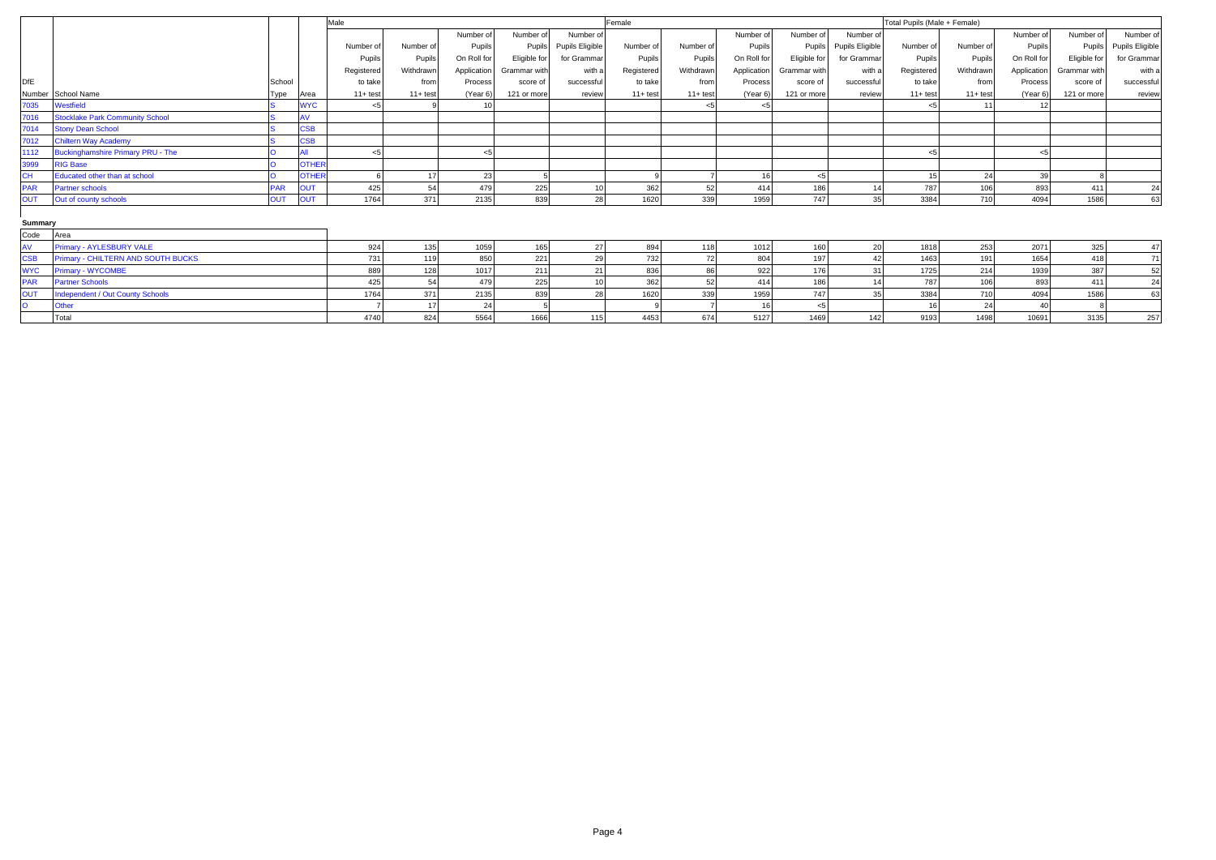| | | | | Male | | | | | Female | | | | | Total Pupils (Male + Female) | | | | |
|---|---|---|---|---|---|---|---|---|---|---|---|---|---|---|---|---|---|---|
| DfE Number | School Name | School Type | Area | Number of Pupils Registered to take 11+ test | Number of Pupils Withdrawn from 11+ test | Number of Pupils On Roll for Application Process (Year 6) | Number of Pupils Eligible for Grammar with score of 121 or more | Number of Pupils Eligible for Grammar with a successful review | Number of Pupils Registered to take 11+ test | Number of Pupils Withdrawn from 11+ test | Number of Pupils On Roll for Application Process (Year 6) | Number of Pupils Eligible for Grammar with score of 121 or more | Number of Pupils Eligible for Grammar with a successful review | Number of Pupils Registered to take 11+ test | Number of Pupils Withdrawn from 11+ test | Number of Pupils On Roll for Application Process (Year 6) | Number of Pupils Eligible for Grammar with score of 121 or more | Number of Pupils Eligible for Grammar with a successful review |
| 7035 | Westfield | S | WYC | <5 | 9 | 10 | | | | <5 | <5 | | | <5 | 11 | 12 | | |
| 7016 | Stocklake Park Community School | S | AV | | | | | | | | | | | | | | | |
| 7014 | Stony Dean School | S | CSB | | | | | | | | | | | | | | | |
| 7012 | Chiltern Way Academy | S | CSB | | | | | | | | | | | | | | | |
| 1112 | Buckinghamshire Primary PRU - The | O | All | <5 | | <5 | | | | | | | | <5 | | <5 | | |
| 3999 | RIG Base | O | OTHER | | | | | | | | | | | | | | | |
| CH | Educated other than at school | O | OTHER | 6 | 17 | 23 | 5 | | 9 | 7 | 16 | <5 | | 15 | 24 | 39 | 8 | |
| PAR | Partner schools | PAR | OUT | 425 | 54 | 479 | 225 | 10 | 362 | 52 | 414 | 186 | 14 | 787 | 106 | 893 | 411 | 24 |
| OUT | Out of county schools | OUT | OUT | 1764 | 371 | 2135 | 839 | 28 | 1620 | 339 | 1959 | 747 | 35 | 3384 | 710 | 4094 | 1586 | 63 |

**Summary**

| Code | Area | | | | | | | | | | | | | | |
|---|---|---|---|---|---|---|---|---|---|---|---|---|---|---|---|
| AV | Primary - AYLESBURY VALE | 924 | 135 | 1059 | 165 | 27 | 894 | 118 | 1012 | 160 | 20 | 1818 | 253 | 2071 | 325 | 47 |
| CSB | Primary - CHILTERN AND SOUTH BUCKS | 731 | 119 | 850 | 221 | 29 | 732 | 72 | 804 | 197 | 42 | 1463 | 191 | 1654 | 418 | 71 |
| WYC | Primary - WYCOMBE | 889 | 128 | 1017 | 211 | 21 | 836 | 86 | 922 | 176 | 31 | 1725 | 214 | 1939 | 387 | 52 |
| PAR | Partner Schools | 425 | 54 | 479 | 225 | 10 | 362 | 52 | 414 | 186 | 14 | 787 | 106 | 893 | 411 | 24 |
| OUT | Independent / Out County Schools | 1764 | 371 | 2135 | 839 | 28 | 1620 | 339 | 1959 | 747 | 35 | 3384 | 710 | 4094 | 1586 | 63 |
| O | Other | 7 | 17 | 24 | 5 | | 9 | 7 | 16 | <5 | | 16 | 24 | 40 | 8 | |
| | Total | 4740 | 824 | 5564 | 1666 | 115 | 4453 | 674 | 5127 | 1469 | 142 | 9193 | 1498 | 10691 | 3135 | 257 |